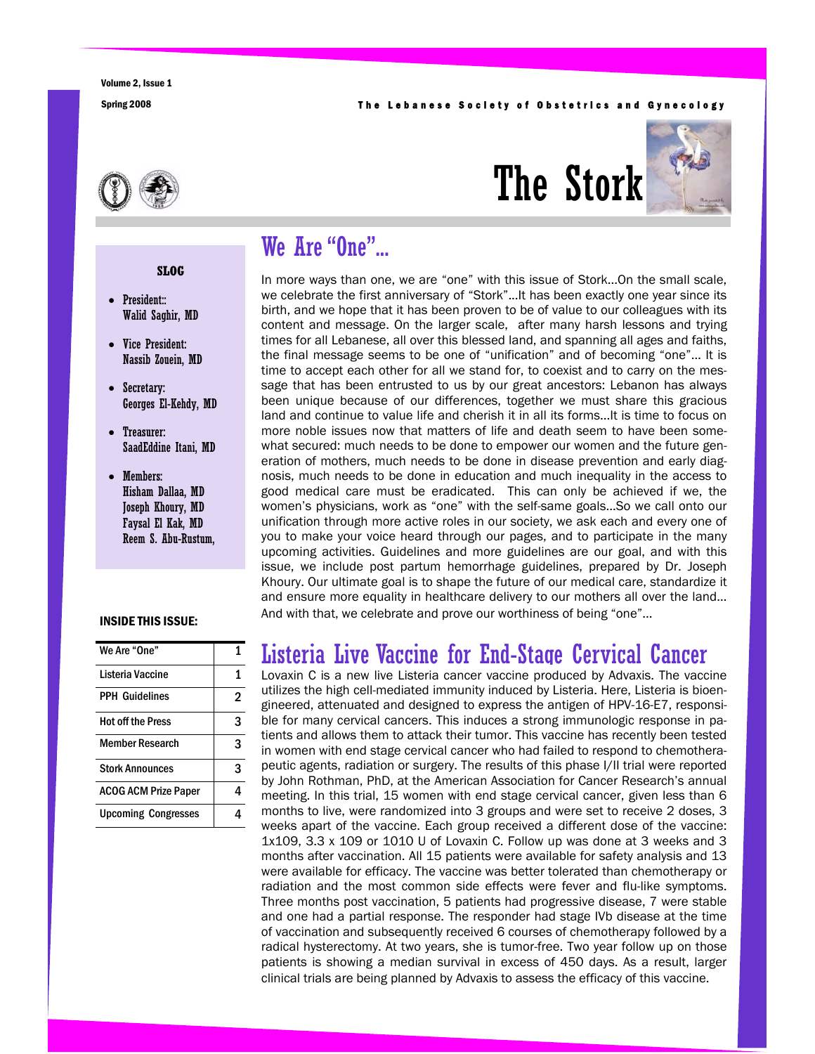Volume 2, Issue 1

Spring 2008

The Lebanese Society of Obstetrics and Gynecology

# The Stork

### SLOG

- President:: Walid Saghir, MD
- Vice President: Nassib Zouein, MD
- Secretary: Georges El-Kehdy, MD
- Treasurer: SaadEddine Itani, MD
- Members: Hisham Dallaa, MD Joseph Khoury, MD Faysal El Kak, MD Reem S. Abu-Rustum,

### INSIDE THIS ISSUE:

| | |
|---|---|
| We Are "One" | 1 |
| Listeria Vaccine | 1 |
| PPH Guidelines | 2 |
| Hot off the Press | 3 |
| Member Research | 3 |
| Stork Announces | 3 |
| ACOG ACM Prize Paper | 4 |
| Upcoming Congresses | 4 |

## We Are "One"...

In more ways than one, we are "one" with this issue of Stork…On the small scale, we celebrate the first anniversary of "Stork"…It has been exactly one year since its birth, and we hope that it has been proven to be of value to our colleagues with its content and message. On the larger scale, after many harsh lessons and trying times for all Lebanese, all over this blessed land, and spanning all ages and faiths, the final message seems to be one of "unification" and of becoming "one"… It is time to accept each other for all we stand for, to coexist and to carry on the message that has been entrusted to us by our great ancestors: Lebanon has always been unique because of our differences, together we must share this gracious land and continue to value life and cherish it in all its forms…It is time to focus on more noble issues now that matters of life and death seem to have been somewhat secured: much needs to be done to empower our women and the future generation of mothers, much needs to be done in disease prevention and early diagnosis, much needs to be done in education and much inequality in the access to good medical care must be eradicated. This can only be achieved if we, the women's physicians, work as "one" with the self-same goals…So we call onto our unification through more active roles in our society, we ask each and every one of you to make your voice heard through our pages, and to participate in the many upcoming activities. Guidelines and more guidelines are our goal, and with this issue, we include post partum hemorrhage guidelines, prepared by Dr. Joseph Khoury. Our ultimate goal is to shape the future of our medical care, standardize it and ensure more equality in healthcare delivery to our mothers all over the land… And with that, we celebrate and prove our worthiness of being "one"…

## Listeria Live Vaccine for End-Stage Cervical Cancer

Lovaxin C is a new live Listeria cancer vaccine produced by Advaxis. The vaccine utilizes the high cell-mediated immunity induced by Listeria. Here, Listeria is bioengineered, attenuated and designed to express the antigen of HPV-16-E7, responsible for many cervical cancers. This induces a strong immunologic response in patients and allows them to attack their tumor. This vaccine has recently been tested in women with end stage cervical cancer who had failed to respond to chemotherapeutic agents, radiation or surgery. The results of this phase I/II trial were reported by John Rothman, PhD, at the American Association for Cancer Research's annual meeting. In this trial, 15 women with end stage cervical cancer, given less than 6 months to live, were randomized into 3 groups and were set to receive 2 doses, 3 weeks apart of the vaccine. Each group received a different dose of the vaccine: 1x109, 3.3 x 109 or 1010 U of Lovaxin C. Follow up was done at 3 weeks and 3 months after vaccination. All 15 patients were available for safety analysis and 13 were available for efficacy. The vaccine was better tolerated than chemotherapy or radiation and the most common side effects were fever and flu-like symptoms. Three months post vaccination, 5 patients had progressive disease, 7 were stable and one had a partial response. The responder had stage IVb disease at the time of vaccination and subsequently received 6 courses of chemotherapy followed by a radical hysterectomy. At two years, she is tumor-free. Two year follow up on those patients is showing a median survival in excess of 450 days. As a result, larger clinical trials are being planned by Advaxis to assess the efficacy of this vaccine.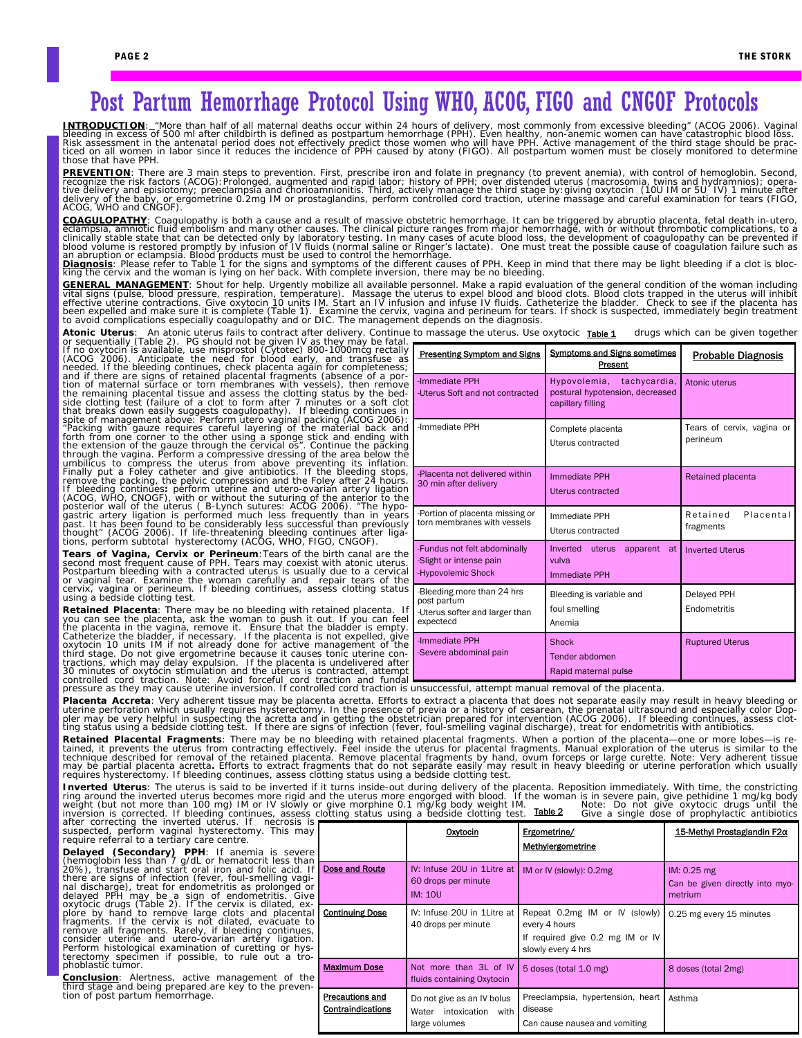# Post Partum Hemorrhage Protocol Using WHO, ACOG, FIGO and CNGOF Protocols

**INTRODUCTION**: "More than half of all maternal deaths occur within 24 hours of delivery, most commonly from excessive bleeding" (ACOG 2006). Vaginal bleeding in excess of 500 ml after childbirth is defined as postpartum hemorrhage (PPH). Even healthy, non-anemic women can have catastrophic blood loss. Risk assessment in the antenatal period does not effectively predict those women who will have PPH. Active management of the third stage should be practiced on all women in labor since it reduces the incidence of PPH caused by atony (FIGO). All postpartum women must be closely monitored to determine those that have PPH.

**PREVENTION**: There are 3 main steps to prevention. First, prescribe iron and folate in pregnancy (to prevent anemia), with control of hemoglobin. Second, recognize the risk factors (ACOG): Prolonged, augmented and rapid labor; history of PPH; over distended uterus (macrosomia, twins and hydramnios); operative delivery and episiotomy; preeclampsia and chorioamnionitis. Third, actively manage the third stage by: giving oxytocin (10U IM or 5U IV) 1 minute after delivery of the baby, or ergometrine 0.2mg IM or prostaglandins, perform controlled cord traction, uterine massage and careful examination for tears (FIGO, ACOG, WHO and CNGOF).

**COAGULOPATHY**: Coagulopathy is both a cause and a result of massive obstetric hemorrhage. It can be triggered by abruptio placenta, fetal death in-utero, eclampsia, amniotic fluid embolism and many other causes. The clinical picture ranges from major hemorrhage, with or without thrombotic complications, to a clinically stable state that can be detected only by laboratory testing. In many cases of acute blood loss, the development of coagulopathy can be prevented if blood volume is restored promptly by infusion of IV fluids (normal saline or Ringer's lactate). One must treat the possible cause of coagulation failure such as an abruption or eclampsia. Blood products must be used to control the hemorrhage.

**Diagnosis**: Please refer to Table 1 for the signs and symptoms of the different causes of PPH. Keep in mind that there may be light bleeding if a clot is blocking the cervix and the woman is lying on her back. With complete inversion, there may be no bleeding.

**GENERAL MANAGEMENT**: Shout for help. Urgently mobilize all available personnel. Make a rapid evaluation of the general condition of the woman including vital signs (pulse, blood pressure, respiration, temperature). Massage the uterus to expel blood and blood clots. Blood clots trapped in the uterus will inhibit effective uterine contractions. Give oxytocin 10 units IM. Start an IV infusion and infuse IV fluids. Catheterize the bladder. Check to see if the placenta has been expelled and make sure it is complete (Table 1). Examine the cervix, vagina and perineum for tears. If shock is suspected, immediately begin treatment to avoid complications especially coagulopathy and or DIC. The management depends on the diagnosis.

**Atonic Uterus**: An atonic uterus fails to contract after delivery. Continue to massage the uterus. Use oxytocic drugs which can be given together or sequentially (Table 2). PG should not be given IV as they may be fatal. If no oxytocin is available, use misprostol (Cytotec) 800-1000mcg rectally (ACOG 2006). Anticipate the need for blood early, and transfuse as needed. If the bleeding continues, check placenta again for completeness; and if there are signs of retained placental fragments (absence of a portion of maternal surface or torn membranes with vessels), then remove the remaining placental tissue and assess the clotting status by the bedside clotting test (failure of a clot to form after 7 minutes or a soft clot that breaks down easily suggests coagulopathy). If bleeding continues in spite of management above: Perform utero vaginal packing (ACOG 2006): "Packing with gauze requires careful layering of the material back and forth from one corner to the other using a sponge stick and ending with the extension of the gauze through the cervical os". Continue the packing through the vagina. Perform a compressive dressing of the area below the umbilicus to compress the uterus from above preventing its inflation. Finally put a Foley catheter and give antibiotics. If the bleeding stops, remove the packing, the pelvic compression and the Foley after 24 hours. If bleeding continues**:** perform uterine and utero-ovarian artery ligation (ACOG, WHO, CNOGF), with or without the suturing of the anterior to the posterior wall of the uterus ( B-Lynch sutures: ACOG 2006). "The hypogastric artery ligation is performed much less frequently than in years past. It has been found to be considerably less successful than previously thought" (ACOG 2006). If life-threatening bleeding continues after ligations, perform subtotal hysterectomy (ACOG, WHO, FIGO, CNGOF).

**Table 1**

| Presenting Symptom and Signs | Symptoms and Signs sometimes Present | Probable Diagnosis |
|---|---|---|
| -Immediate PPH<br>-Uterus Soft and not contracted | Hypovolemia, tachycardia, postural hypotension, decreased capillary filling | Atonic uterus |
| -Immediate PPH | Complete placenta<br>Uterus contracted | Tears of cervix, vagina or perineum |
| -Placenta not delivered within 30 min after delivery | Immediate PPH<br>Uterus contracted | Retained placenta |
| -Portion of placenta missing or torn membranes with vessels | Immediate PPH<br>Uterus contracted | Retained Placental fragments |
| -Fundus not felt abdominally<br>-Slight or intense pain<br>-Hypovolemic Shock | Inverted uterus apparent at vulva<br>Immediate PPH | Inverted Uterus |
| -Bleeding more than 24 hrs post partum<br>-Uterus softer and larger than expecteced | Bleeding is variable and foul smelling<br>Anemia | Delayed PPH<br>Endometritis |
| -Immediate PPH<br>-Severe abdominal pain | Shock<br>Tender abdomen<br>Rapid maternal pulse | Ruptured Uterus |

**Tears of Vagina, Cervix or Perineum**: Tears of the birth canal are the second most frequent cause of PPH. Tears may coexist with atonic uterus. Postpartum bleeding with a contracted uterus is usually due to a cervical or vaginal tear. Examine the woman carefully and repair tears of the cervix, vagina or perineum. If bleeding continues, assess clotting status using a bedside clotting test.

**Retained Placenta**: There may be no bleeding with retained placenta. If you can see the placenta, ask the woman to push it out. If you can feel the placenta in the vagina, remove it. Ensure that the bladder is empty. Catheterize the bladder, if necessary. If the placenta is not expelled, give oxytocin 10 units IM if not already done for active management of the third stage. Do not give ergometrine because it causes tonic uterine contractions, which may delay expulsion. If the placenta is undelivered after 30 minutes of oxytocin stimulation and the uterus is contracted, attempt controlled cord traction. Note: Avoid forceful cord traction and fundal pressure as they may cause uterine inversion. If controlled cord traction is unsuccessful, attempt manual removal of the placenta.

**Placenta Accreta**: Very adherent tissue may be placenta acreta. Efforts to extract a placenta that does not separate easily may result in heavy bleeding or uterine perforation which usually requires hysterectomy. In the presence of previa or a history of cesarean, the prenatal ultrasound and especially color Doppler may be very helpful in suspecting the acreta and in getting the obstetrician prepared for intervention (ACOG 2006). If bleeding continues, assess clotting status using a bedside clotting test. If there are signs of infection (fever, foul-smelling vaginal discharge), treat for endometritis with antibiotics.

**Retained Placental Fragments**: There may be no bleeding with retained placental fragments. When a portion of the placenta—one or more lobes—is retained, it prevents the uterus from contracting effectively. Feel inside the uterus for placental fragments. Manual exploration of the uterus is similar to the technique described for removal of the retained placenta. Remove placental fragments by hand, ovum forceps or large curette. Note: Very adherent tissue may be partial placenta acretta**.** Efforts to extract fragments that do not separate easily may result in heavy bleeding or uterine perforation which usually requires hysterectomy. If bleeding continues, assess clotting status using a bedside clotting test.

**Inverted Uterus**: The uterus is said to be inverted if it turns inside-out during delivery of the placenta. Reposition immediately. With time, the constricting ring around the inverted uterus becomes more rigid and the uterus more engorged with blood. If the woman is in severe pain, give pethidine 1 mg/kg body weight (but not more than 100 mg) IM or IV slowly or give morphine 0.1 mg/kg body weight IM. Note: Do not give oxytocic drugs until the inversion is corrected. If bleeding continues, assess clotting status using a bedside clotting test. Give a single dose of prophylactic antibiotics after correcting the inverted uterus. If necrosis is suspected, perform vaginal hysterectomy. This may require referral to a tertiary care centre.

**Delayed (Secondary) PPH**: If anemia is severe (hemoglobin less than 7 g/dL or hematocrit less than 20%), transfuse and start oral iron and folic acid. If there are signs of infection (fever, foul-smelling vaginal discharge), treat for endometritis as prolonged or delayed PPH may be a sign of endometritis. Give oxytocic drugs (Table 2). If the cervix is dilated, explore by hand to remove large clots and placental fragments. If the cervix is not dilated, evacuate to remove all fragments. Rarely, if bleeding continues, consider uterine and utero-ovarian artery ligation. Perform histological examination of curetting or hysterectomy specimen if possible, to rule out a trophoblastic tumor.

**Conclusion**: Alertness, active management of the third stage and being prepared are key to the prevention of post partum hemorrhage.

**Table 2**

| | Oxytocin | Ergometrine/ Methylergometrine | 15-Methyl Prostaglandin F2α |
|---|---|---|---|
| Dose and Route | IV: Infuse 20U in 1Litre at 60 drops per minute<br>IM: 10U | IM or IV (slowly): 0.2mg | IM: 0.25 mg<br>Can be given directly into myometrium |
| Continuing Dose | IV: Infuse 20U in 1Litre at 40 drops per minute | Repeat 0.2mg IM or IV (slowly) every 4 hours<br>If required give 0.2 mg IM or IV slowly every 4 hrs | 0.25 mg every 15 minutes |
| Maximum Dose | Not more than 3L of IV fluids containing Oxytocin | 5 doses (total 1.0 mg) | 8 doses (total 2mg) |
| Precautions and Contraindications | Do not give as an IV bolus<br>Water intoxication with large volumes | Preeclampsia, hypertension, heart disease<br>Can cause nausea and vomiting | Asthma |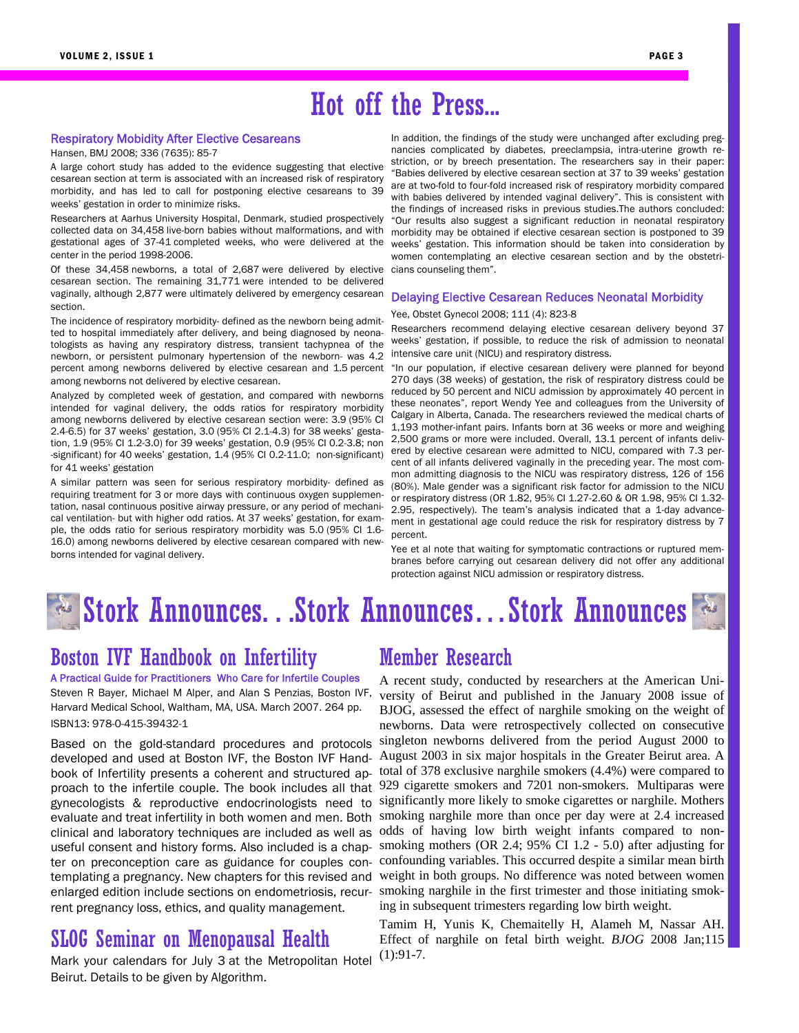# Hot off the Press...

### Respiratory Mobidity After Elective Cesareans

Hansen, BMJ 2008; 336 (7635): 85-7

A large cohort study has added to the evidence suggesting that elective cesarean section at term is associated with an increased risk of respiratory morbidity, and has led to call for postponing elective cesareans to 39 weeks' gestation in order to minimize risks.

Researchers at Aarhus University Hospital, Denmark, studied prospectively collected data on 34,458 live-born babies without malformations, and with gestational ages of 37-41 completed weeks, who were delivered at the center in the period 1998-2006.

Of these 34,458 newborns, a total of 2,687 were delivered by elective cesarean section. The remaining 31,771 were intended to be delivered vaginally, although 2,877 were ultimately delivered by emergency cesarean section.

The incidence of respiratory morbidity- defined as the newborn being admitted to hospital immediately after delivery, and being diagnosed by neonatologists as having any respiratory distress, transient tachypnea of the newborn, or persistent pulmonary hypertension of the newborn- was 4.2 percent among newborns delivered by elective cesarean and 1.5 percent among newborns not delivered by elective cesarean.

Analyzed by completed week of gestation, and compared with newborns intended for vaginal delivery, the odds ratios for respiratory morbidity among newborns delivered by elective cesarean section were: 3.9 (95% CI 2.4-6.5) for 37 weeks' gestation, 3.0 (95% CI 2.1-4.3) for 38 weeks' gestation, 1.9 (95% CI 1.2-3.0) for 39 weeks' gestation, 0.9 (95% CI 0.2-3.8; non-significant) for 40 weeks' gestation, 1.4 (95% CI 0.2-11.0; non-significant) for 41 weeks' gestation

A similar pattern was seen for serious respiratory morbidity- defined as requiring treatment for 3 or more days with continuous oxygen supplementation, nasal continuous positive airway pressure, or any period of mechanical ventilation- but with higher odd ratios. At 37 weeks' gestation, for example, the odds ratio for serious respiratory morbidity was 5.0 (95% CI 1.6-16.0) among newborns delivered by elective cesarean compared with newborns intended for vaginal delivery.

In addition, the findings of the study were unchanged after excluding pregnancies complicated by diabetes, preeclampsia, intra-uterine growth restriction, or by breech presentation. The researchers say in their paper: "Babies delivered by elective cesarean section at 37 to 39 weeks' gestation are at two-fold to four-fold increased risk of respiratory morbidity compared with babies delivered by intended vaginal delivery". This is consistent with the findings of increased risks in previous studies.The authors concluded: "Our results also suggest a significant reduction in neonatal respiratory morbidity may be obtained if elective cesarean section is postponed to 39 weeks' gestation. This information should be taken into consideration by women contemplating an elective cesarean section and by the obstetricians counseling them".

### Delaying Elective Cesarean Reduces Neonatal Morbidity

Yee, Obstet Gynecol 2008; 111 (4): 823-8

Researchers recommend delaying elective cesarean delivery beyond 37 weeks' gestation, if possible, to reduce the risk of admission to neonatal intensive care unit (NICU) and respiratory distress.

"In our population, if elective cesarean delivery were planned for beyond 270 days (38 weeks) of gestation, the risk of respiratory distress could be reduced by 50 percent and NICU admission by approximately 40 percent in these neonates", report Wendy Yee and colleagues from the University of Calgary in Alberta, Canada. The researchers reviewed the medical charts of 1,193 mother-infant pairs. Infants born at 36 weeks or more and weighing 2,500 grams or more were included. Overall, 13.1 percent of infants delivered by elective cesarean section were admitted to NICU, compared with 7.3 percent of all infants delivered vaginally in the preceding year. The most common admitting diagnosis to the NICU was respiratory distress, 126 of 156 (80%). Male gender was a significant risk factor for admission to the NICU or respiratory distress (OR 1.82, 95% CI 1.27-2.60 & OR 1.98, 95% CI 1.32-2.95, respectively). The team's analysis indicated that a 1-day advancement in gestational age could reduce the risk for respiratory distress by 7 percent.

Yee et al note that waiting for symptomatic contractions or ruptured membranes before carrying out cesarean delivery did not offer any additional protection against NICU admission or respiratory distress.

# Stork Announces. . .Stork Announces. . .Stork Announces

## Boston IVF Handbook on Infertility

**A Practical Guide for Practitioners Who Care for Infertile Couples**

Steven R Bayer, Michael M Alper, and Alan S Penzias, Boston IVF, Harvard Medical School, Waltham, MA, USA. March 2007. 264 pp. ISBN13: 978-0-415-39432-1

Based on the gold-standard procedures and protocols developed and used at Boston IVF, the Boston IVF Handbook of Infertility presents a coherent and structured approach to the infertile couple. The book includes all that gynecologists & reproductive endocrinologists need to evaluate and treat infertility in both women and men. Both clinical and laboratory techniques are included as well as useful consent and history forms. Also included is a chapter on preconception care as guidance for couples contemplating a pregnancy. New chapters for this revised and enlarged edition include sections on endometriosis, recurrent pregnancy loss, ethics, and quality management.

## SLOG Seminar on Menopausal Health

Mark your calendars for July 3 at the Metropolitan Hotel Beirut. Details to be given by Algorithm.

## Member Research

A recent study, conducted by researchers at the American University of Beirut and published in the January 2008 issue of BJOG, assessed the effect of narghile smoking on the weight of newborns. Data were retrospectively collected on consecutive singleton newborns delivered from the period August 2000 to August 2003 in six major hospitals in the Greater Beirut area. A total of 378 exclusive narghile smokers (4.4%) were compared to 929 cigarette smokers and 7201 non-smokers. Multiparas were significantly more likely to smoke cigarettes or narghile. Mothers smoking narghile more than once per day were at 2.4 increased odds of having low birth weight infants compared to non-smoking mothers (OR 2.4; 95% CI 1.2 - 5.0) after adjusting for confounding variables. This occurred despite a similar mean birth weight in both groups. No difference was noted between women smoking narghile in the first trimester and those initiating smoking in subsequent trimesters regarding low birth weight.

Tamim H, Yunis K, Chemaitelly H, Alameh M, Nassar AH. Effect of narghile on fetal birth weight. *BJOG* 2008 Jan;115 (1):91-7.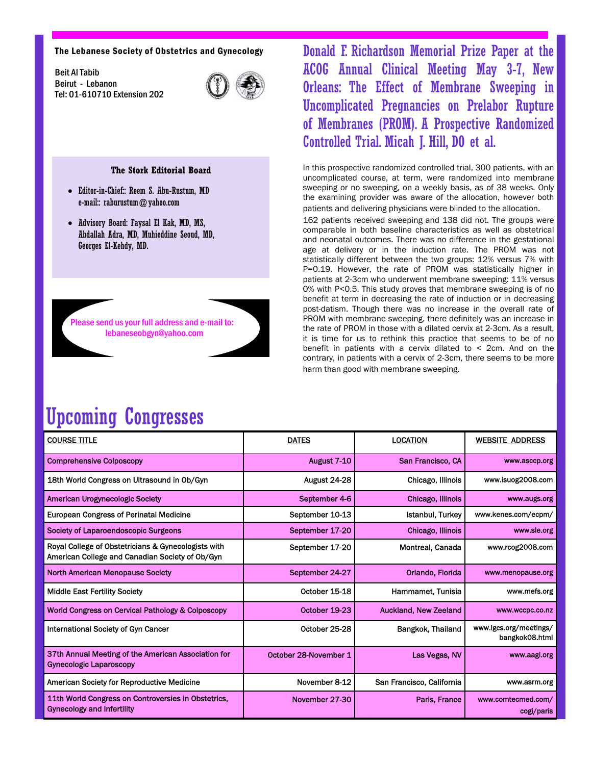**The Lebanese Society of Obstetrics and Gynecology**

Beit Al Tabib
Beirut - Lebanon
Tel: 01-610710 Extension 202

### The Stork Editorial Board

- Editor-in-Chief:: Reem S. Abu-Rustum, MD
  e-mail:: raburustum@yahoo.com
- Advisory Board: Faysal El Kak, MD, MS, Abdallah Adra, MD, Muhieddine Seoud, MD, Georges El-Kehdy, MD.

Please send us your full address and e-mail to:
lebaneseobgyn@yahoo.com

## Donald F. Richardson Memorial Prize Paper at the ACOG Annual Clinical Meeting May 3-7, New Orleans: The Effect of Membrane Sweeping in Uncomplicated Pregnancies on Prelabor Rupture of Membranes (PROM). A Prospective Randomized Controlled Trial. Micah J. Hill, DO et al.

In this prospective randomized controlled trial, 300 patients, with an uncomplicated course, at term, were randomized into membrane sweeping or no sweeping, on a weekly basis, as of 38 weeks. Only the examining provider was aware of the allocation, however both patients and delivering physicians were blinded to the allocation.

162 patients received sweeping and 138 did not. The groups were comparable in both baseline characteristics as well as obstetrical and neonatal outcomes. There was no difference in the gestational age at delivery or in the induction rate. The PROM was not statistically different between the two groups: 12% versus 7% with P=0.19. However, the rate of PROM was statistically higher in patients at 2-3cm who underwent membrane sweeping: 11% versus 0% with P<0.5. This study proves that membrane sweeping is of no benefit at term in decreasing the rate of induction or in decreasing post-datism. Though there was no increase in the overall rate of PROM with membrane sweeping, there definitely was an increase in the rate of PROM in those with a dilated cervix at 2-3cm. As a result, it is time for us to rethink this practice that seems to be of no benefit in patients with a cervix dilated to < 2cm. And on the contrary, in patients with a cervix of 2-3cm, there seems to be more harm than good with membrane sweeping.

# Upcoming Congresses

| COURSE TITLE | DATES | LOCATION | WEBSITE ADDRESS |
|---|---|---|---|
| Comprehensive Colposcopy | August 7-10 | San Francisco, CA | www.asccp.org |
| 18th World Congress on Ultrasound in Ob/Gyn | August 24-28 | Chicago, Illinois | www.isuog2008.com |
| American Urogynecologic Society | September 4-6 | Chicago, Illinois | www.augs.org |
| European Congress of Perinatal Medicine | September 10-13 | Istanbul, Turkey | www.kenes.com/ecpm/ |
| Society of Laparoendoscopic Surgeons | September 17-20 | Chicago, Illinois | www.sle.org |
| Royal College of Obstetricians & Gynecologists with American College and Canadian Society of Ob/Gyn | September 17-20 | Montreal, Canada | www.rcog2008.com |
| North American Menopause Society | September 24-27 | Orlando, Florida | www.menopause.org |
| Middle East Fertility Society | October 15-18 | Hammamet, Tunisia | www.mefs.org |
| World Congress on Cervical Pathology & Colposcopy | October 19-23 | Auckland, New Zeeland | www.wccpc.co.nz |
| International Society of Gyn Cancer | October 25-28 | Bangkok, Thailand | www.igcs.org/meetings/bangkok08.html |
| 37th Annual Meeting of the American Association for Gynecologic Laparoscopy | October 28-November 1 | Las Vegas, NV | www.aagl.org |
| American Society for Reproductive Medicine | November 8-12 | San Francisco, California | www.asrm.org |
| 11th World Congress on Controversies in Obstetrics, Gynecology and Infertility | November 27-30 | Paris, France | www.comtecmed.com/cogi/paris |